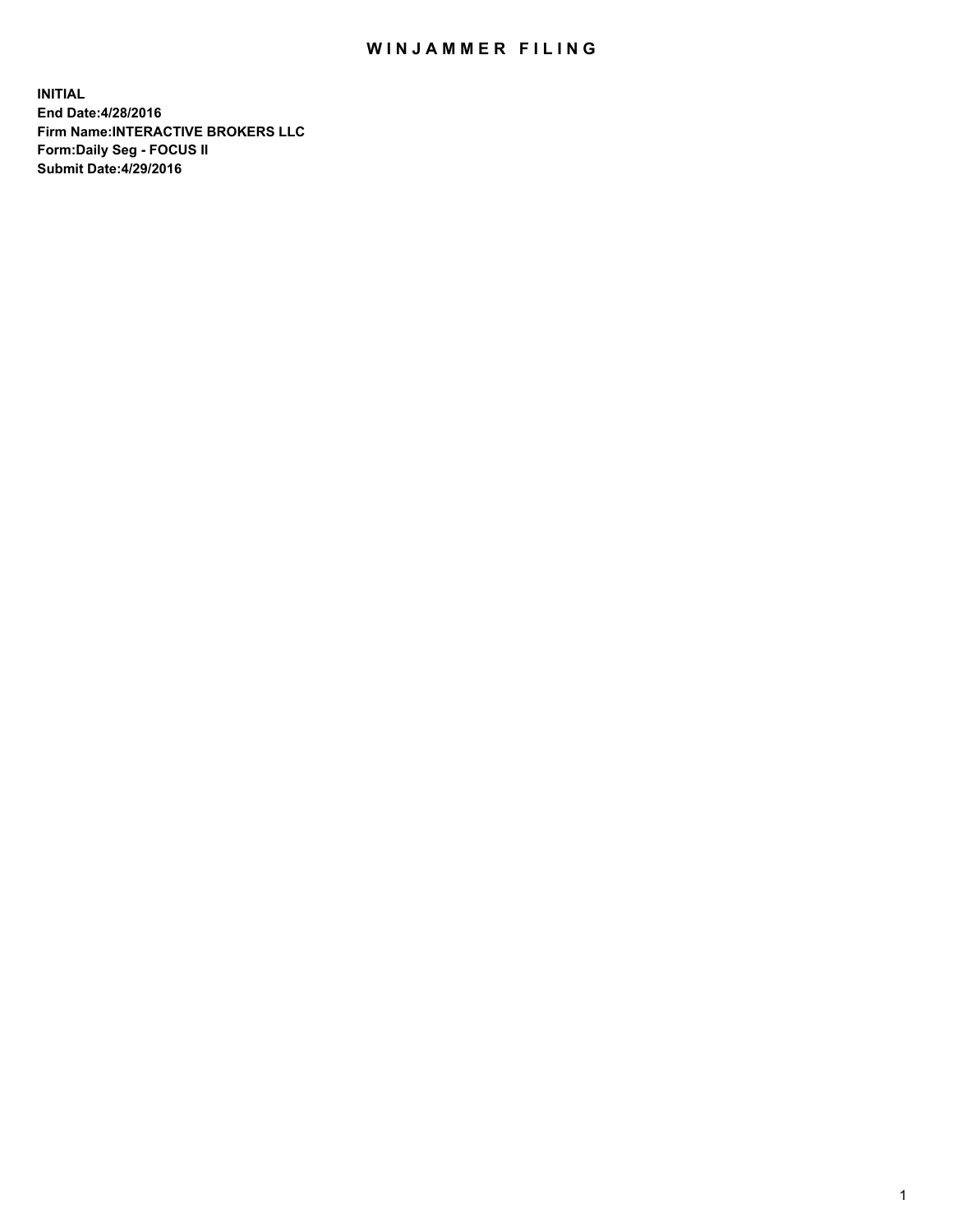# WINJAMMER FILING

**INITIAL**
**End Date:4/28/2016**
**Firm Name:INTERACTIVE BROKERS LLC**
**Form:Daily Seg - FOCUS II**
**Submit Date:4/29/2016**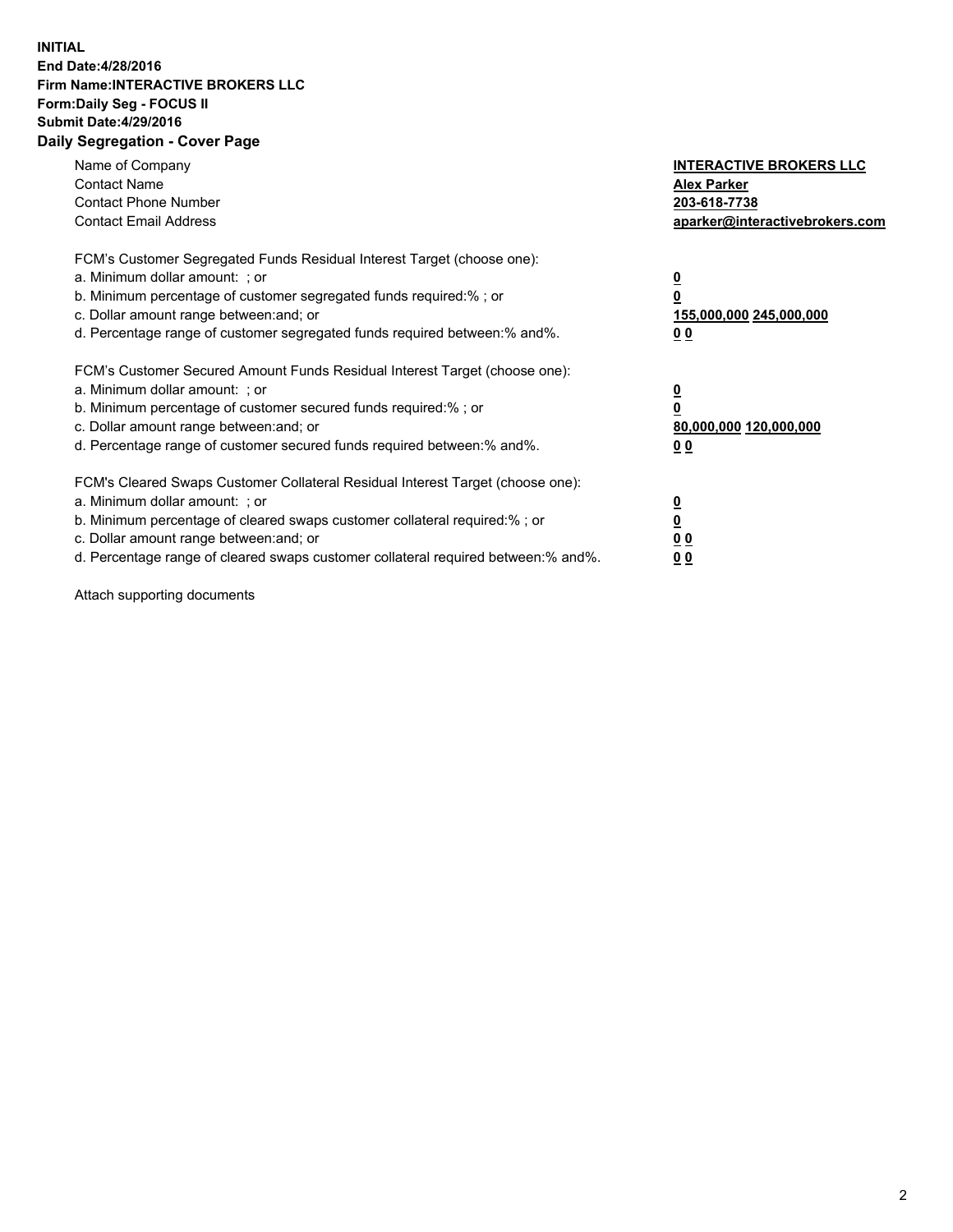**INITIAL**
**End Date:4/28/2016**
**Firm Name:INTERACTIVE BROKERS LLC**
**Form:Daily Seg - FOCUS II**
**Submit Date:4/29/2016**
**Daily Segregation - Cover Page**

| | |
|---|---|
| Name of Company | **INTERACTIVE BROKERS LLC** |
| Contact Name | **Alex Parker** |
| Contact Phone Number | **203-618-7738** |
| Contact Email Address | **aparker@interactivebrokers.com** |

FCM's Customer Segregated Funds Residual Interest Target (choose one):

| | |
|---|---|
| a. Minimum dollar amount: ; or | **0** |
| b. Minimum percentage of customer segregated funds required:% ; or | **0** |
| c. Dollar amount range between:and; or | **155,000,000 245,000,000** |
| d. Percentage range of customer segregated funds required between:% and%. | **0 0** |

FCM's Customer Secured Amount Funds Residual Interest Target (choose one):

| | |
|---|---|
| a. Minimum dollar amount: ; or | **0** |
| b. Minimum percentage of customer secured funds required:% ; or | **0** |
| c. Dollar amount range between:and; or | **80,000,000 120,000,000** |
| d. Percentage range of customer secured funds required between:% and%. | **0 0** |

FCM's Cleared Swaps Customer Collateral Residual Interest Target (choose one):

| | |
|---|---|
| a. Minimum dollar amount: ; or | **0** |
| b. Minimum percentage of cleared swaps customer collateral required:% ; or | **0** |
| c. Dollar amount range between:and; or | **0 0** |
| d. Percentage range of cleared swaps customer collateral required between:% and%. | **0 0** |

Attach supporting documents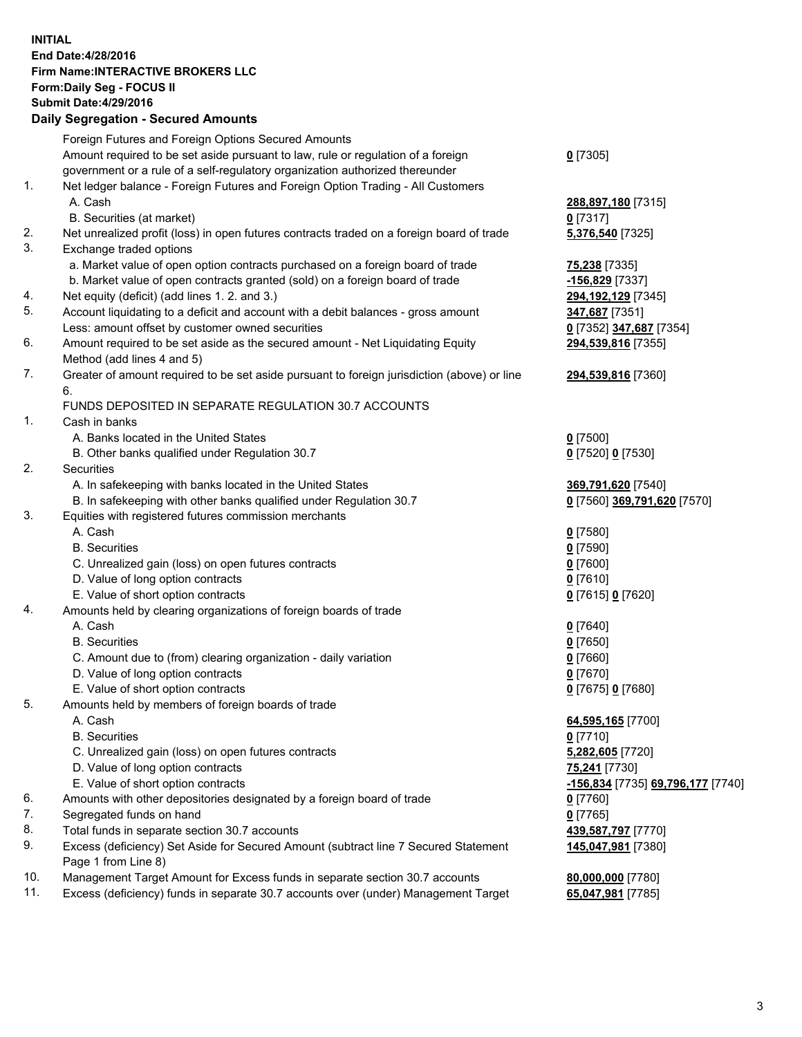**INITIAL**
**End Date:4/28/2016**
**Firm Name:INTERACTIVE BROKERS LLC**
**Form:Daily Seg - FOCUS II**
**Submit Date:4/29/2016**

### Daily Segregation - Secured Amounts

| | | |
|---|---|---|
| | Foreign Futures and Foreign Options Secured Amounts | |
| | Amount required to be set aside pursuant to law, rule or regulation of a foreign government or a rule of a self-regulatory organization authorized thereunder | **0** [7305] |
| 1. | Net ledger balance - Foreign Futures and Foreign Option Trading - All Customers | |
| | A. Cash | **288,897,180** [7315] |
| | B. Securities (at market) | **0** [7317] |
| 2. | Net unrealized profit (loss) in open futures contracts traded on a foreign board of trade | **5,376,540** [7325] |
| 3. | Exchange traded options | |
| | a. Market value of open option contracts purchased on a foreign board of trade | **75,238** [7335] |
| | b. Market value of open contracts granted (sold) on a foreign board of trade | **-156,829** [7337] |
| 4. | Net equity (deficit) (add lines 1. 2. and 3.) | **294,192,129** [7345] |
| 5. | Account liquidating to a deficit and account with a debit balances - gross amount | **347,687** [7351] |
| | Less: amount offset by customer owned securities | **0** [7352] **347,687** [7354] |
| 6. | Amount required to be set aside as the secured amount - Net Liquidating Equity Method (add lines 4 and 5) | **294,539,816** [7355] |
| 7. | Greater of amount required to be set aside pursuant to foreign jurisdiction (above) or line 6. | **294,539,816** [7360] |
| | FUNDS DEPOSITED IN SEPARATE REGULATION 30.7 ACCOUNTS | |
| 1. | Cash in banks | |
| | A. Banks located in the United States | **0** [7500] |
| | B. Other banks qualified under Regulation 30.7 | **0** [7520] **0** [7530] |
| 2. | Securities | |
| | A. In safekeeping with banks located in the United States | **369,791,620** [7540] |
| | B. In safekeeping with other banks qualified under Regulation 30.7 | **0** [7560] **369,791,620** [7570] |
| 3. | Equities with registered futures commission merchants | |
| | A. Cash | **0** [7580] |
| | B. Securities | **0** [7590] |
| | C. Unrealized gain (loss) on open futures contracts | **0** [7600] |
| | D. Value of long option contracts | **0** [7610] |
| | E. Value of short option contracts | **0** [7615] **0** [7620] |
| 4. | Amounts held by clearing organizations of foreign boards of trade | |
| | A. Cash | **0** [7640] |
| | B. Securities | **0** [7650] |
| | C. Amount due to (from) clearing organization - daily variation | **0** [7660] |
| | D. Value of long option contracts | **0** [7670] |
| | E. Value of short option contracts | **0** [7675] **0** [7680] |
| 5. | Amounts held by members of foreign boards of trade | |
| | A. Cash | **64,595,165** [7700] |
| | B. Securities | **0** [7710] |
| | C. Unrealized gain (loss) on open futures contracts | **5,282,605** [7720] |
| | D. Value of long option contracts | **75,241** [7730] |
| | E. Value of short option contracts | **-156,834** [7735] **69,796,177** [7740] |
| 6. | Amounts with other depositories designated by a foreign board of trade | **0** [7760] |
| 7. | Segregated funds on hand | **0** [7765] |
| 8. | Total funds in separate section 30.7 accounts | **439,587,797** [7770] |
| 9. | Excess (deficiency) Set Aside for Secured Amount (subtract line 7 Secured Statement Page 1 from Line 8) | **145,047,981** [7380] |
| 10. | Management Target Amount for Excess funds in separate section 30.7 accounts | **80,000,000** [7780] |
| 11. | Excess (deficiency) funds in separate 30.7 accounts over (under) Management Target | **65,047,981** [7785] |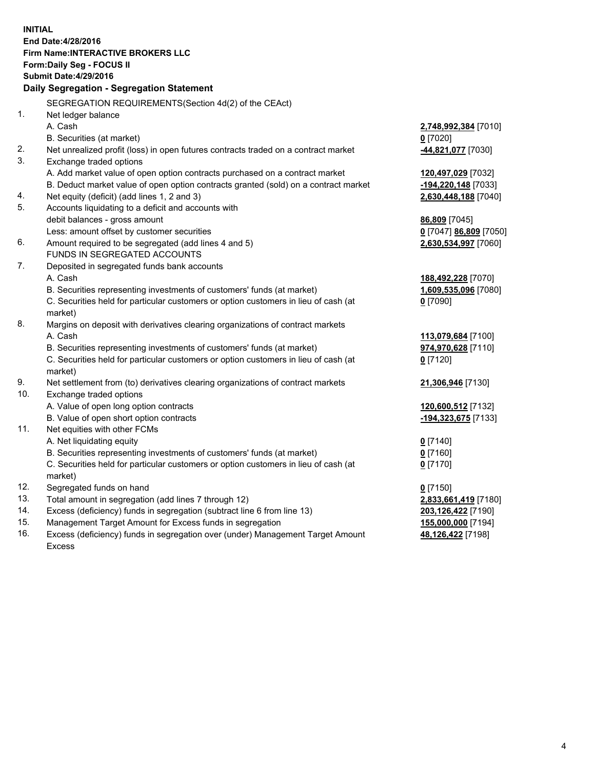**INITIAL**
**End Date:4/28/2016**
**Firm Name:INTERACTIVE BROKERS LLC**
**Form:Daily Seg - FOCUS II**
**Submit Date:4/29/2016**

**Daily Segregation - Segregation Statement**

SEGREGATION REQUIREMENTS(Section 4d(2) of the CEAct)

| | | |
|---|---|---|
| 1. | Net ledger balance | |
| | A. Cash | **2,748,992,384** [7010] |
| | B. Securities (at market) | **0** [7020] |
| 2. | Net unrealized profit (loss) in open futures contracts traded on a contract market | **-44,821,077** [7030] |
| 3. | Exchange traded options | |
| | A. Add market value of open option contracts purchased on a contract market | **120,497,029** [7032] |
| | B. Deduct market value of open option contracts granted (sold) on a contract market | **-194,220,148** [7033] |
| 4. | Net equity (deficit) (add lines 1, 2 and 3) | **2,630,448,188** [7040] |
| 5. | Accounts liquidating to a deficit and accounts with debit balances - gross amount | **86,809** [7045] |
| | Less: amount offset by customer securities | **0** [7047] **86,809** [7050] |
| 6. | Amount required to be segregated (add lines 4 and 5) | **2,630,534,997** [7060] |
| | FUNDS IN SEGREGATED ACCOUNTS | |
| 7. | Deposited in segregated funds bank accounts | |
| | A. Cash | **188,492,228** [7070] |
| | B. Securities representing investments of customers' funds (at market) | **1,609,535,096** [7080] |
| | C. Securities held for particular customers or option customers in lieu of cash (at market) | **0** [7090] |
| 8. | Margins on deposit with derivatives clearing organizations of contract markets | |
| | A. Cash | **113,079,684** [7100] |
| | B. Securities representing investments of customers' funds (at market) | **974,970,628** [7110] |
| | C. Securities held for particular customers or option customers in lieu of cash (at market) | **0** [7120] |
| 9. | Net settlement from (to) derivatives clearing organizations of contract markets | **21,306,946** [7130] |
| 10. | Exchange traded options | |
| | A. Value of open long option contracts | **120,600,512** [7132] |
| | B. Value of open short option contracts | **-194,323,675** [7133] |
| 11. | Net equities with other FCMs | |
| | A. Net liquidating equity | **0** [7140] |
| | B. Securities representing investments of customers' funds (at market) | **0** [7160] |
| | C. Securities held for particular customers or option customers in lieu of cash (at market) | **0** [7170] |
| 12. | Segregated funds on hand | **0** [7150] |
| 13. | Total amount in segregation (add lines 7 through 12) | **2,833,661,419** [7180] |
| 14. | Excess (deficiency) funds in segregation (subtract line 6 from line 13) | **203,126,422** [7190] |
| 15. | Management Target Amount for Excess funds in segregation | **155,000,000** [7194] |
| 16. | Excess (deficiency) funds in segregation over (under) Management Target Amount Excess | **48,126,422** [7198] |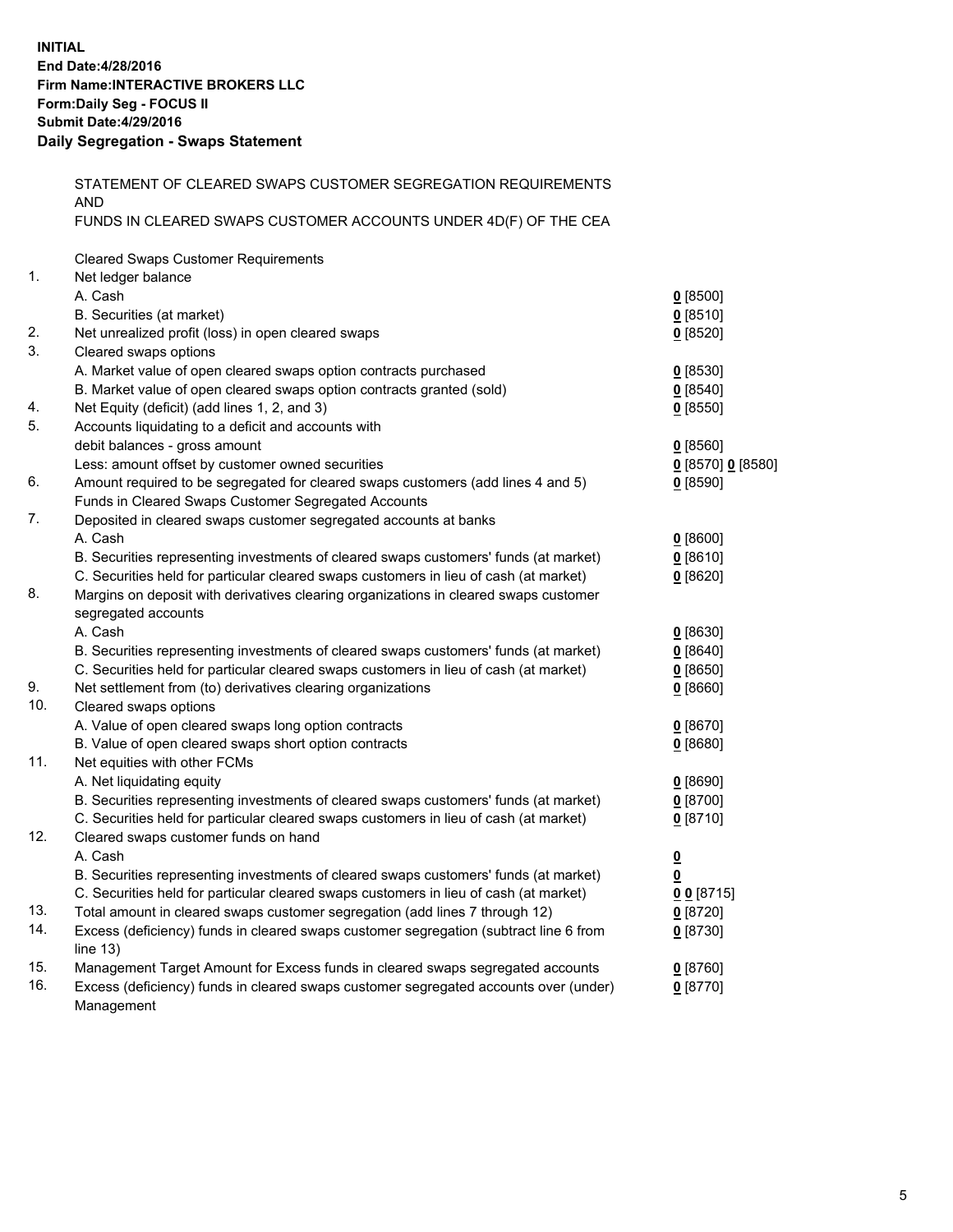**INITIAL**
**End Date:4/28/2016**
**Firm Name:INTERACTIVE BROKERS LLC**
**Form:Daily Seg - FOCUS II**
**Submit Date:4/29/2016**
**Daily Segregation - Swaps Statement**

STATEMENT OF CLEARED SWAPS CUSTOMER SEGREGATION REQUIREMENTS
AND
FUNDS IN CLEARED SWAPS CUSTOMER ACCOUNTS UNDER 4D(F) OF THE CEA

| | | |
|---|---|---|
| | Cleared Swaps Customer Requirements | |
| 1. | Net ledger balance | |
| | A. Cash | 0 [8500] |
| | B. Securities (at market) | 0 [8510] |
| 2. | Net unrealized profit (loss) in open cleared swaps | 0 [8520] |
| 3. | Cleared swaps options | |
| | A. Market value of open cleared swaps option contracts purchased | 0 [8530] |
| | B. Market value of open cleared swaps option contracts granted (sold) | 0 [8540] |
| 4. | Net Equity (deficit) (add lines 1, 2, and 3) | 0 [8550] |
| 5. | Accounts liquidating to a deficit and accounts with | |
| | debit balances - gross amount | 0 [8560] |
| | Less: amount offset by customer owned securities | 0 [8570] 0 [8580] |
| 6. | Amount required to be segregated for cleared swaps customers (add lines 4 and 5) | 0 [8590] |
| | Funds in Cleared Swaps Customer Segregated Accounts | |
| 7. | Deposited in cleared swaps customer segregated accounts at banks | |
| | A. Cash | 0 [8600] |
| | B. Securities representing investments of cleared swaps customers' funds (at market) | 0 [8610] |
| | C. Securities held for particular cleared swaps customers in lieu of cash (at market) | 0 [8620] |
| 8. | Margins on deposit with derivatives clearing organizations in cleared swaps customer segregated accounts | |
| | A. Cash | 0 [8630] |
| | B. Securities representing investments of cleared swaps customers' funds (at market) | 0 [8640] |
| | C. Securities held for particular cleared swaps customers in lieu of cash (at market) | 0 [8650] |
| 9. | Net settlement from (to) derivatives clearing organizations | 0 [8660] |
| 10. | Cleared swaps options | |
| | A. Value of open cleared swaps long option contracts | 0 [8670] |
| | B. Value of open cleared swaps short option contracts | 0 [8680] |
| 11. | Net equities with other FCMs | |
| | A. Net liquidating equity | 0 [8690] |
| | B. Securities representing investments of cleared swaps customers' funds (at market) | 0 [8700] |
| | C. Securities held for particular cleared swaps customers in lieu of cash (at market) | 0 [8710] |
| 12. | Cleared swaps customer funds on hand | |
| | A. Cash | 0 |
| | B. Securities representing investments of cleared swaps customers' funds (at market) | 0 |
| | C. Securities held for particular cleared swaps customers in lieu of cash (at market) | 0 0 [8715] |
| 13. | Total amount in cleared swaps customer segregation (add lines 7 through 12) | 0 [8720] |
| 14. | Excess (deficiency) funds in cleared swaps customer segregation (subtract line 6 from line 13) | 0 [8730] |
| 15. | Management Target Amount for Excess funds in cleared swaps segregated accounts | 0 [8760] |
| 16. | Excess (deficiency) funds in cleared swaps customer segregated accounts over (under) Management | 0 [8770] |